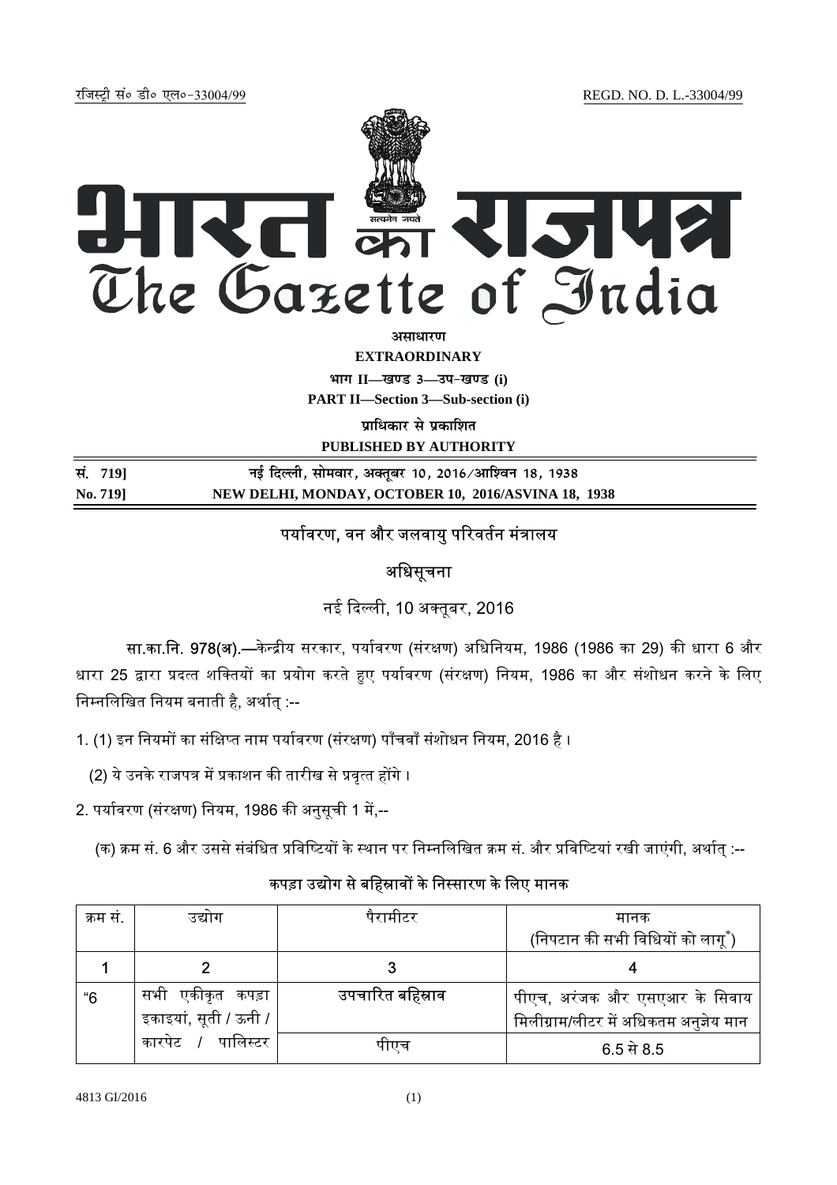रजिस्ट्री सं० डी० एल०-33004/99 REGD. NO. D. L.-33004/99

# भारत का राजपत्र
# The Gazette of India

**असाधारण**

**EXTRAORDINARY**

**भाग II—खण्ड 3—उप-खण्ड (i)**

**PART II—Section 3—Sub-section (i)**

**प्राधिकार से प्रकाशित**

**PUBLISHED BY AUTHORITY**

**सं. 719] नई दिल्ली, सोमवार, अक्तूबर 10, 2016/आश्विन 18, 1938**

**No. 719] NEW DELHI, MONDAY, OCTOBER 10, 2016/ASVINA 18, 1938**

## पर्यावरण, वन और जलवायु परिवर्तन मंत्रालय

## अधिसूचना

नई दिल्ली, 10 अक्तूबर, 2016

**सा.का.नि. 978(अ).**—केन्द्रीय सरकार, पर्यावरण (संरक्षण) अधिनियम, 1986 (1986 का 29) की धारा 6 और धारा 25 द्वारा प्रदत्त शक्तियों का प्रयोग करते हुए पर्यावरण (संरक्षण) नियम, 1986 का और संशोधन करने के लिए निम्नलिखित नियम बनाती है, अर्थात् :--

1. (1) इन नियमों का संक्षिप्त नाम पर्यावरण (संरक्षण) पाँचवाँ संशोधन नियम, 2016 है ।

(2) ये उनके राजपत्र में प्रकाशन की तारीख से प्रवृत्त होंगे ।

2. पर्यावरण (संरक्षण) नियम, 1986 की अनुसूची 1 में,--

(क) क्रम सं. 6 और उससे संबंधित प्रविष्टियों के स्थान पर निम्नलिखित क्रम सं. और प्रविष्टियां रखी जाएंगी, अर्थात् :--

### कपड़ा उद्योग से बहिस्रावों के निस्सारण के लिए मानक

| क्रम सं. | उद्योग | पैरामीटर | मानक (निपटान की सभी विधियों को लागू*) |
|---|---|---|---|
| 1 | 2 | 3 | 4 |
| "6 | सभी एकीकृत कपड़ा इकाइयां, सूती / ऊनी / कारपेट / पालिस्टर | उपचारित बहिस्राव | पीएच, अरंजक और एसएआर के सिवाय मिलीग्राम/लीटर में अधिकतम अनुज्ञेय मान |
| | | पीएच | 6.5 से 8.5 |

4813 GI/2016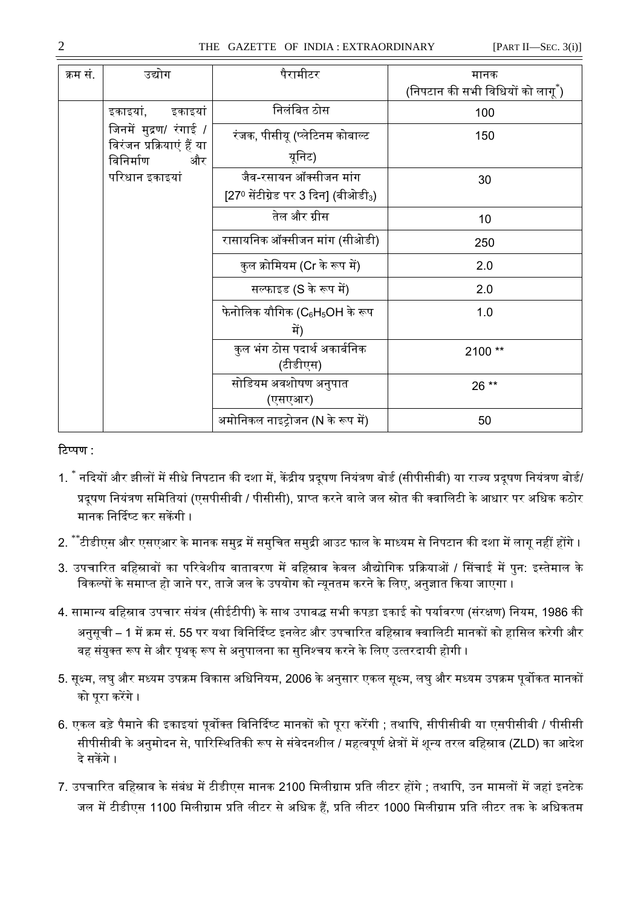| क्रम सं. | उद्योग | पैरामीटर | मानक (निपटान की सभी विधियों को लागू*) |
|---|---|---|---|
| | इकाइयां, इकाइयां जिनमें मुद्रण/ रंगाई / विरंजन प्रक्रियाएं हैं या विनिर्माण और परिधान इकाइयां | निलंबित ठोस | 100 |
| | | रंजक, पीसीयू (प्लेटिनम कोबाल्ट यूनिट) | 150 |
| | | जैव-रसायन ऑक्सीजन मांग [$27^{0}$ सेंटीग्रेड पर 3 दिन] (बीओडी$_3$) | 30 |
| | | तेल और ग्रीस | 10 |
| | | रासायनिक ऑक्सीजन मांग (सीओडी) | 250 |
| | | कुल क्रोमियम (Cr के रूप में) | 2.0 |
| | | सल्फाइड (S के रूप में) | 2.0 |
| | | फेनोलिक यौगिक ($C_6H_5OH$ के रूप में) | 1.0 |
| | | कुल भंग ठोस पदार्थ अकार्बनिक (टीडीएस) | 2100 ** |
| | | सोडियम अवशोषण अनुपात (एसएआर) | 26 ** |
| | | अमोनिकल नाइट्रोजन (N के रूप में) | 50 |

टिप्पण :

1. * नदियों और झीलों में सीधे निपटान की दशा में, केंद्रीय प्रदूषण नियंत्रण बोर्ड (सीपीसीबी) या राज्य प्रदूषण नियंत्रण बोर्ड/ प्रदूषण नियंत्रण समितियां (एसपीसीबी / पीसीसी), प्राप्त करने वाले जल स्रोत की क्वालिटी के आधार पर अधिक कठोर मानक निर्दिष्ट कर सकेंगी ।
2. **टीडीएस और एसएआर के मानक समुद्र में समुचित समुद्री आउट फाल के माध्यम से निपटान की दशा में लागू नहीं होंगे ।
3. उपचारित बहिस्रावों का परिवेशीय वातावरण में बहिस्राव केवल औद्योगिक प्रक्रियाओं / सिंचाई में पुन: इस्तेमाल के विकल्पों के समाप्त हो जाने पर, ताजे जल के उपयोग को न्यूनतम करने के लिए, अनुज्ञात किया जाएगा ।
4. सामान्य बहिस्राव उपचार संयंत्र (सीईटीपी) के साथ उपाबद्ध सभी कपड़ा इकाई को पर्यावरण (संरक्षण) नियम, 1986 की अनुसूची – 1 में क्रम सं. 55 पर यथा विनिर्दिष्ट इनलेट और उपचारित बहिस्राव क्वालिटी मानकों को हासिल करेगी और वह संयुक्त रूप से और पृथक् रूप से अनुपालना का सुनिश्चय करने के लिए उत्तरदायी होगी ।
5. सूक्ष्म, लघु और मध्यम उपक्रम विकास अधिनियम, 2006 के अनुसार एकल सूक्ष्म, लघु और मध्यम उपक्रम पूर्वोकत मानकों को पूरा करेंगे ।
6. एकल बड़े पैमाने की इकाइयां पूर्वोक्त विनिर्दिष्ट मानकों को पूरा करेंगी ; तथापि, सीपीसीबी या एसपीसीबी / पीसीसी सीपीसीबी के अनुमोदन से, पारिस्थितिकी रूप से संवेदनशील / महत्वपूर्ण क्षेत्रों में शून्य तरल बहिस्राव (ZLD) का आदेश दे सकेंगे ।
7. उपचारित बहिस्राव के संबंध में टीडीएस मानक 2100 मिलीग्राम प्रति लीटर होंगे ; तथापि, उन मामलों में जहां इनटेक जल में टीडीएस 1100 मिलीग्राम प्रति लीटर से अधिक हैं, प्रति लीटर 1000 मिलीग्राम प्रति लीटर तक के अधिकतम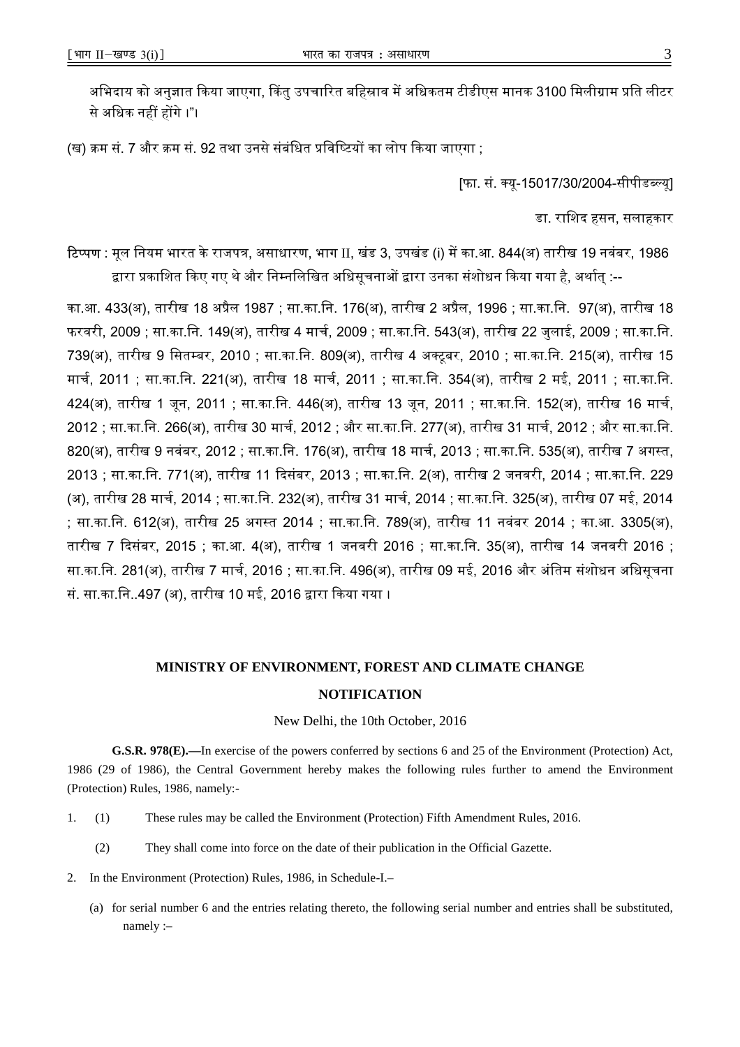अभिदाय को अनुज्ञात किया जाएगा, किंतु उपचारित बहिस्राव में अधिकतम टीडीएस मानक 3100 मिलीग्राम प्रति लीटर से अधिक नहीं होंगे ।"।

(ख) क्रम सं. 7 और क्रम सं. 92 तथा उनसे संबंधित प्रविष्टियों का लोप किया जाएगा ;

[फा. सं. क्यू-15017/30/2004-सीपीडब्ल्यू]

डा. राशिद हसन, सलाहकार

टिप्पण : मूल नियम भारत के राजपत्र, असाधारण, भाग II, खंड 3, उपखंड (i) में का.आ. 844(अ) तारीख 19 नवंबर, 1986 द्वारा प्रकाशित किए गए थे और निम्नलिखित अधिसूचनाओं द्वारा उनका संशोधन किया गया है, अर्थात् :--

का.आ. 433(अ), तारीख 18 अप्रैल 1987 ; सा.का.नि. 176(अ), तारीख 2 अप्रैल, 1996 ; सा.का.नि. 97(अ), तारीख 18 फरवरी, 2009 ; सा.का.नि. 149(अ), तारीख 4 मार्च, 2009 ; सा.का.नि. 543(अ), तारीख 22 जुलाई, 2009 ; सा.का.नि. 739(अ), तारीख 9 सितम्बर, 2010 ; सा.का.नि. 809(अ), तारीख 4 अक्टूबर, 2010 ; सा.का.नि. 215(अ), तारीख 15 मार्च, 2011 ; सा.का.नि. 221(अ), तारीख 18 मार्च, 2011 ; सा.का.नि. 354(अ), तारीख 2 मई, 2011 ; सा.का.नि. 424(अ), तारीख 1 जून, 2011 ; सा.का.नि. 446(अ), तारीख 13 जून, 2011 ; सा.का.नि. 152(अ), तारीख 16 मार्च, 2012 ; सा.का.नि. 266(अ), तारीख 30 मार्च, 2012 ; और सा.का.नि. 277(अ), तारीख 31 मार्च, 2012 ; और सा.का.नि. 820(अ), तारीख 9 नवंबर, 2012 ; सा.का.नि. 176(अ), तारीख 18 मार्च, 2013 ; सा.का.नि. 535(अ), तारीख 7 अगस्त, 2013 ; सा.का.नि. 771(अ), तारीख 11 दिसंबर, 2013 ; सा.का.नि. 2(अ), तारीख 2 जनवरी, 2014 ; सा.का.नि. 229 (अ), तारीख 28 मार्च, 2014 ; सा.का.नि. 232(अ), तारीख 31 मार्च, 2014 ; सा.का.नि. 325(अ), तारीख 07 मई, 2014 ; सा.का.नि. 612(अ), तारीख 25 अगस्त 2014 ; सा.का.नि. 789(अ), तारीख 11 नवंबर 2014 ; का.आ. 3305(अ), तारीख 7 दिसंबर, 2015 ; का.आ. 4(अ), तारीख 1 जनवरी 2016 ; सा.का.नि. 35(अ), तारीख 14 जनवरी 2016 ; सा.का.नि. 281(अ), तारीख 7 मार्च, 2016 ; सा.का.नि. 496(अ), तारीख 09 मई, 2016 और अंतिम संशोधन अधिसूचना सं. सा.का.नि..497 (अ), तारीख 10 मई, 2016 द्वारा किया गया ।

## MINISTRY OF ENVIRONMENT, FOREST AND CLIMATE CHANGE

## NOTIFICATION

New Delhi, the 10th October, 2016

**G.S.R. 978(E).**—In exercise of the powers conferred by sections 6 and 25 of the Environment (Protection) Act, 1986 (29 of 1986), the Central Government hereby makes the following rules further to amend the Environment (Protection) Rules, 1986, namely:-

1. (1) These rules may be called the Environment (Protection) Fifth Amendment Rules, 2016.

   (2) They shall come into force on the date of their publication in the Official Gazette.

2. In the Environment (Protection) Rules, 1986, in Schedule-I.–

   (a) for serial number 6 and the entries relating thereto, the following serial number and entries shall be substituted, namely :–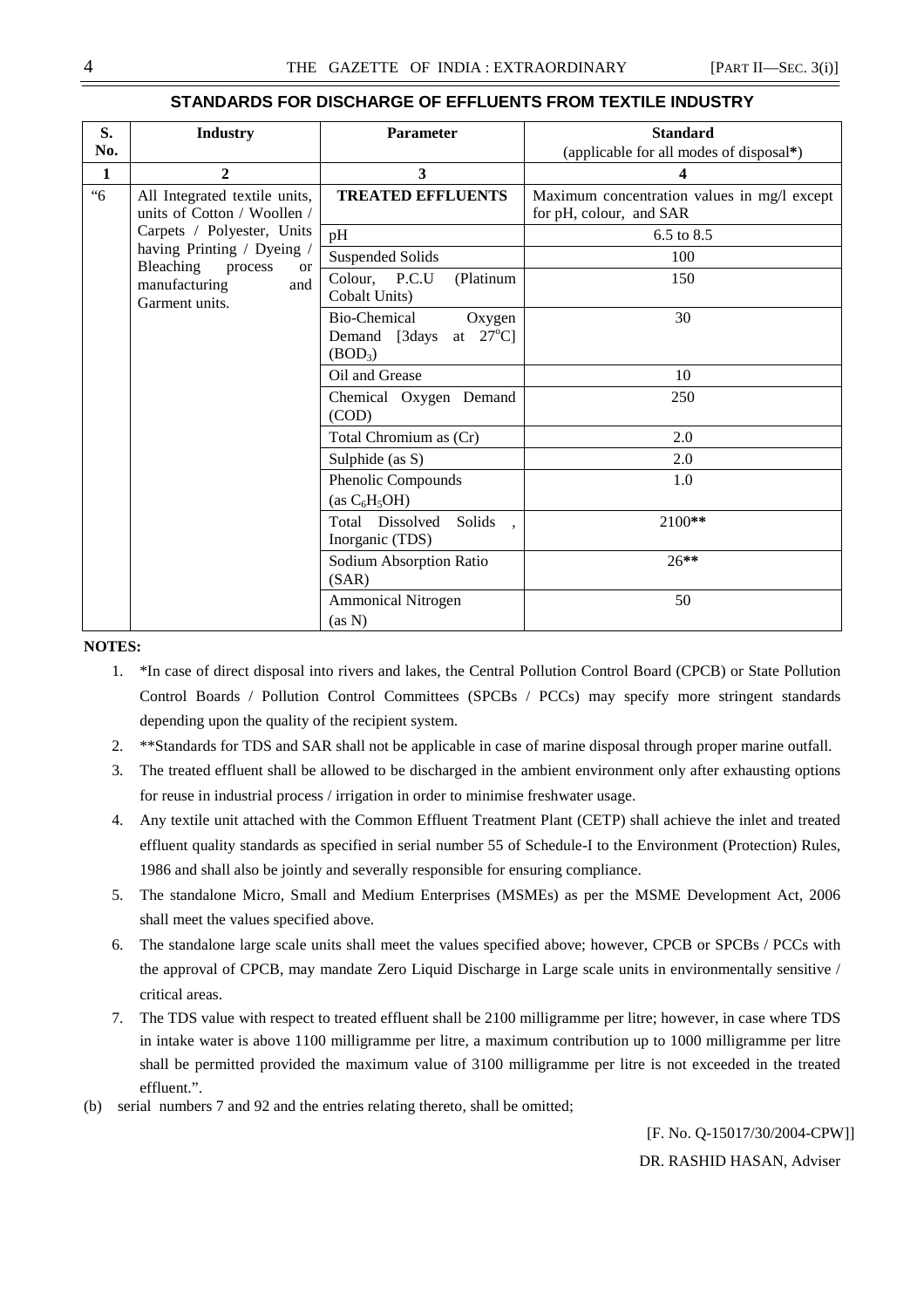## STANDARDS FOR DISCHARGE OF EFFLUENTS FROM TEXTILE INDUSTRY

| S. No. | Industry | Parameter | Standard (applicable for all modes of disposal*) |
|---|---|---|---|
| 1 | 2 | 3 | 4 |
| "6 | All Integrated textile units, units of Cotton / Woollen / Carpets / Polyester, Units having Printing / Dyeing / Bleaching process or manufacturing and Garment units. | **TREATED EFFLUENTS** | Maximum concentration values in mg/l except for pH, colour, and SAR |
| | | pH | 6.5 to 8.5 |
| | | Suspended Solids | 100 |
| | | Colour, P.C.U (Platinum Cobalt Units) | 150 |
| | | Bio-Chemical Oxygen Demand [3days at 27°C] ($BOD_3$) | 30 |
| | | Oil and Grease | 10 |
| | | Chemical Oxygen Demand (COD) | 250 |
| | | Total Chromium as (Cr) | 2.0 |
| | | Sulphide (as S) | 2.0 |
| | | Phenolic Compounds (as $C_6H_5OH$) | 1.0 |
| | | Total Dissolved Solids , Inorganic (TDS) | 2100** |
| | | Sodium Absorption Ratio (SAR) | 26** |
| | | Ammonical Nitrogen (as N) | 50 |

**NOTES:**

1. *In case of direct disposal into rivers and lakes, the Central Pollution Control Board (CPCB) or State Pollution Control Boards / Pollution Control Committees (SPCBs / PCCs) may specify more stringent standards depending upon the quality of the recipient system.
2. **Standards for TDS and SAR shall not be applicable in case of marine disposal through proper marine outfall.
3. The treated effluent shall be allowed to be discharged in the ambient environment only after exhausting options for reuse in industrial process / irrigation in order to minimise freshwater usage.
4. Any textile unit attached with the Common Effluent Treatment Plant (CETP) shall achieve the inlet and treated effluent quality standards as specified in serial number 55 of Schedule-I to the Environment (Protection) Rules, 1986 and shall also be jointly and severally responsible for ensuring compliance.
5. The standalone Micro, Small and Medium Enterprises (MSMEs) as per the MSME Development Act, 2006 shall meet the values specified above.
6. The standalone large scale units shall meet the values specified above; however, CPCB or SPCBs / PCCs with the approval of CPCB, may mandate Zero Liquid Discharge in Large scale units in environmentally sensitive / critical areas.
7. The TDS value with respect to treated effluent shall be 2100 milligramme per litre; however, in case where TDS in intake water is above 1100 milligramme per litre, a maximum contribution up to 1000 milligramme per litre shall be permitted provided the maximum value of 3100 milligramme per litre is not exceeded in the treated effluent.".

(b) serial numbers 7 and 92 and the entries relating thereto, shall be omitted;

[F. No. Q-15017/30/2004-CPW]]

DR. RASHID HASAN, Adviser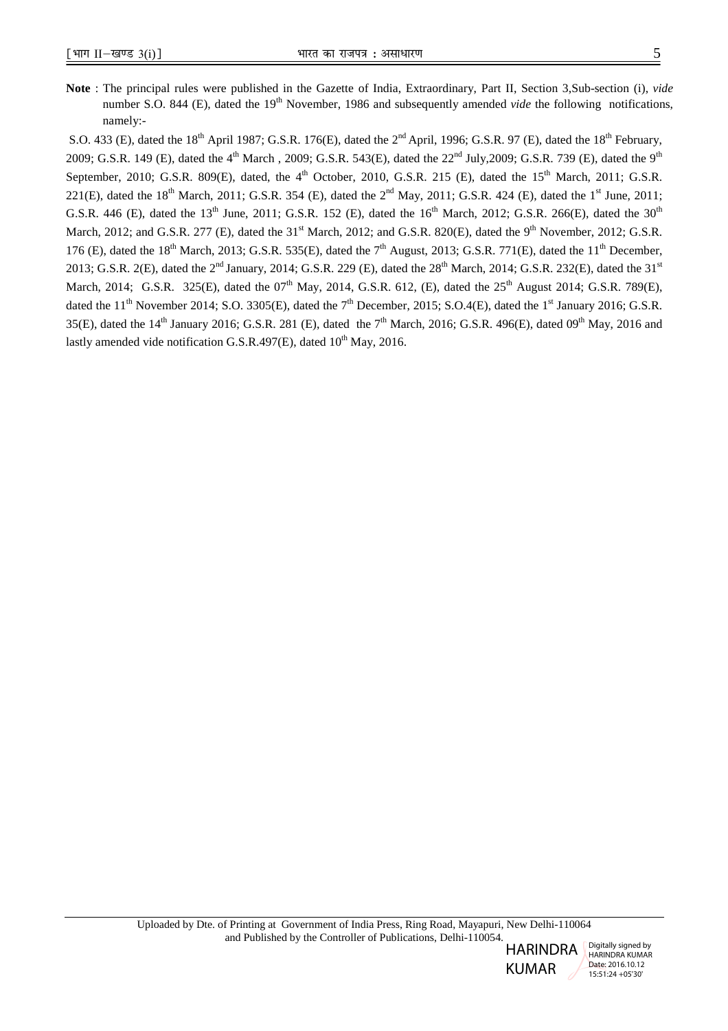**Note** : The principal rules were published in the Gazette of India, Extraordinary, Part II, Section 3,Sub-section (i), *vide* number S.O. 844 (E), dated the 19th November, 1986 and subsequently amended *vide* the following notifications, namely:-

S.O. 433 (E), dated the 18th April 1987; G.S.R. 176(E), dated the 2nd April, 1996; G.S.R. 97 (E), dated the 18th February, 2009; G.S.R. 149 (E), dated the 4th March , 2009; G.S.R. 543(E), dated the 22nd July,2009; G.S.R. 739 (E), dated the 9th September, 2010; G.S.R. 809(E), dated, the 4th October, 2010, G.S.R. 215 (E), dated the 15th March, 2011; G.S.R. 221(E), dated the 18th March, 2011; G.S.R. 354 (E), dated the 2nd May, 2011; G.S.R. 424 (E), dated the 1st June, 2011; G.S.R. 446 (E), dated the 13th June, 2011; G.S.R. 152 (E), dated the 16th March, 2012; G.S.R. 266(E), dated the 30th March, 2012; and G.S.R. 277 (E), dated the 31st March, 2012; and G.S.R. 820(E), dated the 9th November, 2012; G.S.R. 176 (E), dated the 18th March, 2013; G.S.R. 535(E), dated the 7th August, 2013; G.S.R. 771(E), dated the 11th December, 2013; G.S.R. 2(E), dated the 2nd January, 2014; G.S.R. 229 (E), dated the 28th March, 2014; G.S.R. 232(E), dated the 31st March, 2014; G.S.R. 325(E), dated the 07th May, 2014, G.S.R. 612, (E), dated the 25th August 2014; G.S.R. 789(E), dated the 11th November 2014; S.O. 3305(E), dated the 7th December, 2015; S.O.4(E), dated the 1st January 2016; G.S.R. 35(E), dated the 14th January 2016; G.S.R. 281 (E), dated the 7th March, 2016; G.S.R. 496(E), dated 09th May, 2016 and lastly amended vide notification G.S.R.497(E), dated 10th May, 2016.

Uploaded by Dte. of Printing at Government of India Press, Ring Road, Mayapuri, New Delhi-110064 and Published by the Controller of Publications, Delhi-110054.

HARINDRA KUMAR Digitally signed by HARINDRA KUMAR Date: 2016.10.12 15:51:24 +05'30'